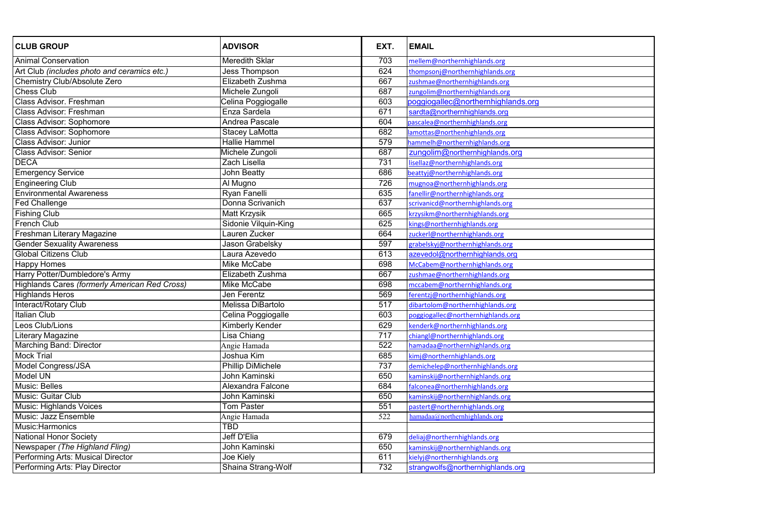| CLUB GROUP | ADVISOR | EXT. | EMAIL |
| --- | --- | --- | --- |
| Animal Conservation | Meredith Sklar | 703 | mellem@northernhighlands.org |
| Art Club *(includes photo and ceramics etc.)* | Jess Thompson | 624 | thompsonj@northernhighlands.org |
| Chemistry Club/Absolute Zero | Elizabeth Zushma | 667 | zushmae@northernhighlands.org |
| Chess Club | Michele Zungoli | 687 | zungolim@northernhighlands.org |
| Class Advisor. Freshman | Celina Poggiogalle | 603 | poggiogallec@northernhighlands.org |
| Class Advisor: Freshman | Enza Sardela | 671 | sardta@northernhighlands.org |
| Class Advisor: Sophomore | Andrea Pascale | 604 | pascalea@northernhighlands.org |
| Class Advisor: Sophomore | Stacey LaMotta | 682 | lamottas@northenhighlands.org |
| Class Advisor: Junior | Hallie Hammel | 579 | hammelh@northernhighlands.org |
| Class Advisor: Senior | Michele Zungoli | 687 | zungolim@northernhighlands.org |
| DECA | Zach Lisella | 731 | lisellaz@northernhighlands.org |
| Emergency Service | John Beatty | 686 | beattyj@northernhighlands.org |
| Engineering Club | Al Mugno | 726 | mugnoa@northernhighlands.org |
| Environmental Awareness | Ryan Fanelli | 635 | fanellir@northernhighlands.org |
| Fed Challenge | Donna Scrivanich | 637 | scrivanicd@northernhighlands.org |
| Fishing Club | Matt Krzysik | 665 | krzysikm@northernhighlands.org |
| French Club | Sidonie Vilquin-King | 625 | kings@northernhighlands.org |
| Freshman Literary Magazine | Lauren Zucker | 664 | zuckerl@northernhighlands.org |
| Gender Sexuality Awareness | Jason Grabelsky | 597 | grabelskyj@northernhighlands.org |
| Global Citizens Club | Laura Azevedo | 613 | azevedol@northernhighlands.org |
| Happy Homes | Mike McCabe | 698 | McCabem@northernhighlands.org |
| Harry Potter/Dumbledore's Army | Elizabeth Zushma | 667 | zushmae@northernhighlands.org |
| Highlands Cares *(formerly American Red Cross)* | Mike McCabe | 698 | mccabem@northernhighlands.org |
| Highlands Heros | Jen Ferentz | 569 | ferentzj@northernhighlands.org |
| Interact/Rotary Club | Melissa DiBartolo | 517 | dibartolom@northernhighlands.org |
| Italian Club | Celina Poggiogalle | 603 | poggiogallec@northernhighlands.org |
| Leos Club/Lions | Kimberly Kender | 629 | kenderk@northernhighlands.org |
| Literary Magazine | Lisa Chiang | 717 | chiangl@northernhighlands.org |
| Marching Band: Director | Angie Hamada | 522 | hamadaa@northernhighlands.org |
| Mock Trial | Joshua Kim | 685 | kimj@northernhighlands.org |
| Model Congress/JSA | Phillip DiMichele | 737 | demichelep@northernhighlands.org |
| Model UN | John Kaminski | 650 | kaminskij@northernhighlands.org |
| Music: Belles | Alexandra Falcone | 684 | falconea@northernhighlands.org |
| Music: Guitar Club | John Kaminski | 650 | kaminskij@northernhighlands.org |
| Music: Highlands Voices | Tom Paster | 551 | pastert@northernhighlands.org |
| Music: Jazz Ensemble | Angie Hamada | 522 | hamadaa@northernhighlands.org |
| Music:Harmonics | TBD | | |
| National Honor Society | Jeff D'Elia | 679 | deliaj@northernhighlands.org |
| Newspaper *(The Highland Fling)* | John Kaminski | 650 | kaminskij@northernhighlands.org |
| Performing Arts: Musical Director | Joe Kiely | 611 | kielyj@northernhighlands.org |
| Performing Arts: Play Director | Shaina Strang-Wolf | 732 | strangwolfs@northernhighlands.org |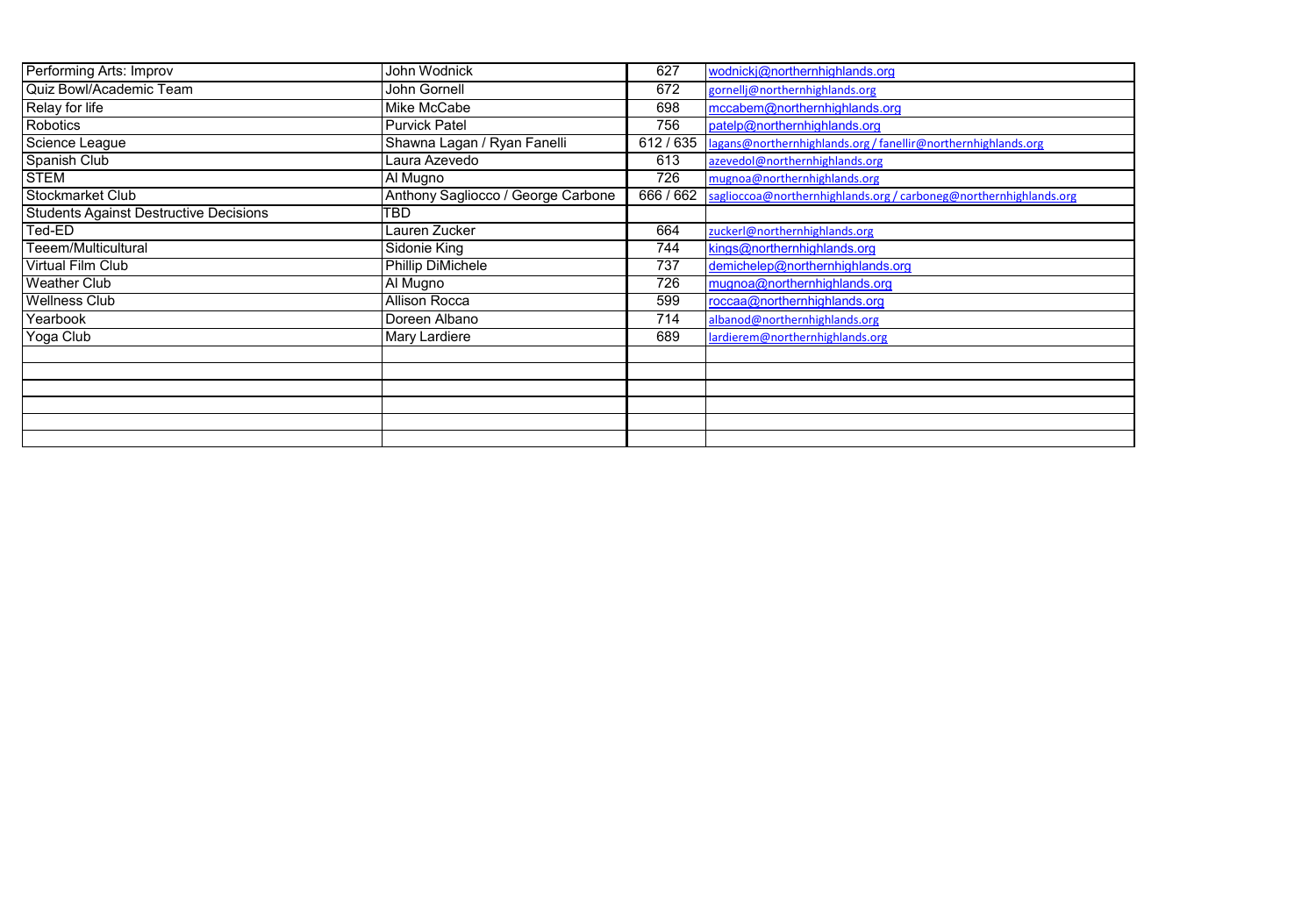| | | | |
|---|---|---|---|
| Performing Arts: Improv | John Wodnick | 627 | wodnickj@northernhighlands.org |
| Quiz Bowl/Academic Team | John Gornell | 672 | gornellj@northernhighlands.org |
| Relay for life | Mike McCabe | 698 | mccabem@northernhighlands.org |
| Robotics | Purvick Patel | 756 | patelp@northernhighlands.org |
| Science League | Shawna Lagan / Ryan Fanelli | 612 / 635 | lagans@northernhighlands.org / fanellir@northernhighlands.org |
| Spanish Club | Laura Azevedo | 613 | azevedol@northernhighlands.org |
| STEM | Al Mugno | 726 | mugnoa@northernhighlands.org |
| Stockmarket Club | Anthony Sagliocco / George Carbone | 666 / 662 | saglioccoa@northernhighlands.org / carboneg@northernhighlands.org |
| Students Against Destructive Decisions | TBD | | |
| Ted-ED | Lauren Zucker | 664 | zuckerl@northernhighlands.org |
| Teeem/Multicultural | Sidonie King | 744 | kings@northernhighlands.org |
| Virtual Film Club | Phillip DiMichele | 737 | demichelep@northernhighlands.org |
| Weather Club | Al Mugno | 726 | mugnoa@northernhighlands.org |
| Wellness Club | Allison Rocca | 599 | roccaa@northernhighlands.org |
| Yearbook | Doreen Albano | 714 | albanod@northernhighlands.org |
| Yoga Club | Mary Lardiere | 689 | lardierem@northernhighlands.org |
| | | | |
| | | | |
| | | | |
| | | | |
| | | | |
| | | | |